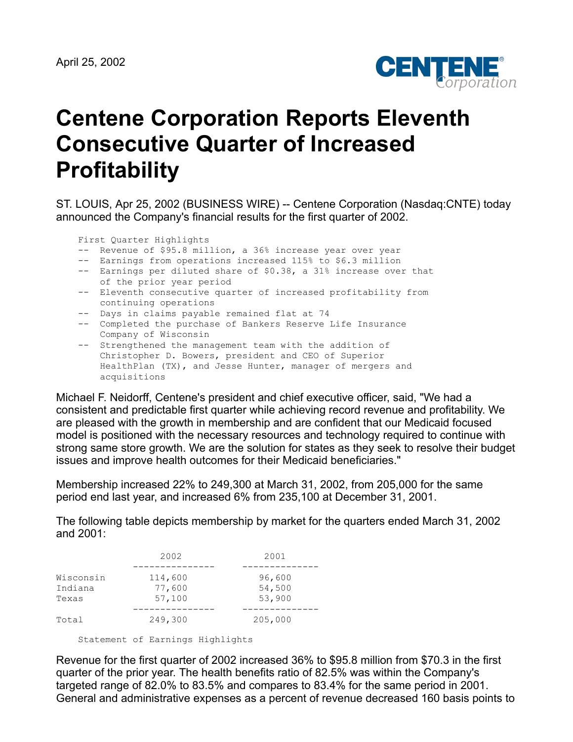April 25, 2002

# Centene Corporation Reports Eleventh Consecutive Quarter of Increased Profitability

ST. LOUIS, Apr 25, 2002 (BUSINESS WIRE) -- Centene Corporation (Nasdaq:CNTE) today announced the Company's financial results for the first quarter of 2002.

First Quarter Highlights

- Revenue of $95.8 million, a 36% increase year over year
- Earnings from operations increased 115% to $6.3 million
- Earnings per diluted share of $0.38, a 31% increase over that of the prior year period
- Eleventh consecutive quarter of increased profitability from continuing operations
- Days in claims payable remained flat at 74
- Completed the purchase of Bankers Reserve Life Insurance Company of Wisconsin
- Strengthened the management team with the addition of Christopher D. Bowers, president and CEO of Superior HealthPlan (TX), and Jesse Hunter, manager of mergers and acquisitions

Michael F. Neidorff, Centene's president and chief executive officer, said, "We had a consistent and predictable first quarter while achieving record revenue and profitability. We are pleased with the growth in membership and are confident that our Medicaid focused model is positioned with the necessary resources and technology required to continue with strong same store growth. We are the solution for states as they seek to resolve their budget issues and improve health outcomes for their Medicaid beneficiaries."

Membership increased 22% to 249,300 at March 31, 2002, from 205,000 for the same period end last year, and increased 6% from 235,100 at December 31, 2001.

The following table depicts membership by market for the quarters ended March 31, 2002 and 2001:

| | 2002 | 2001 |
|---|---|---|
| Wisconsin | 114,600 | 96,600 |
| Indiana | 77,600 | 54,500 |
| Texas | 57,100 | 53,900 |
| Total | 249,300 | 205,000 |

Statement of Earnings Highlights

Revenue for the first quarter of 2002 increased 36% to $95.8 million from $70.3 in the first quarter of the prior year. The health benefits ratio of 82.5% was within the Company's targeted range of 82.0% to 83.5% and compares to 83.4% for the same period in 2001. General and administrative expenses as a percent of revenue decreased 160 basis points to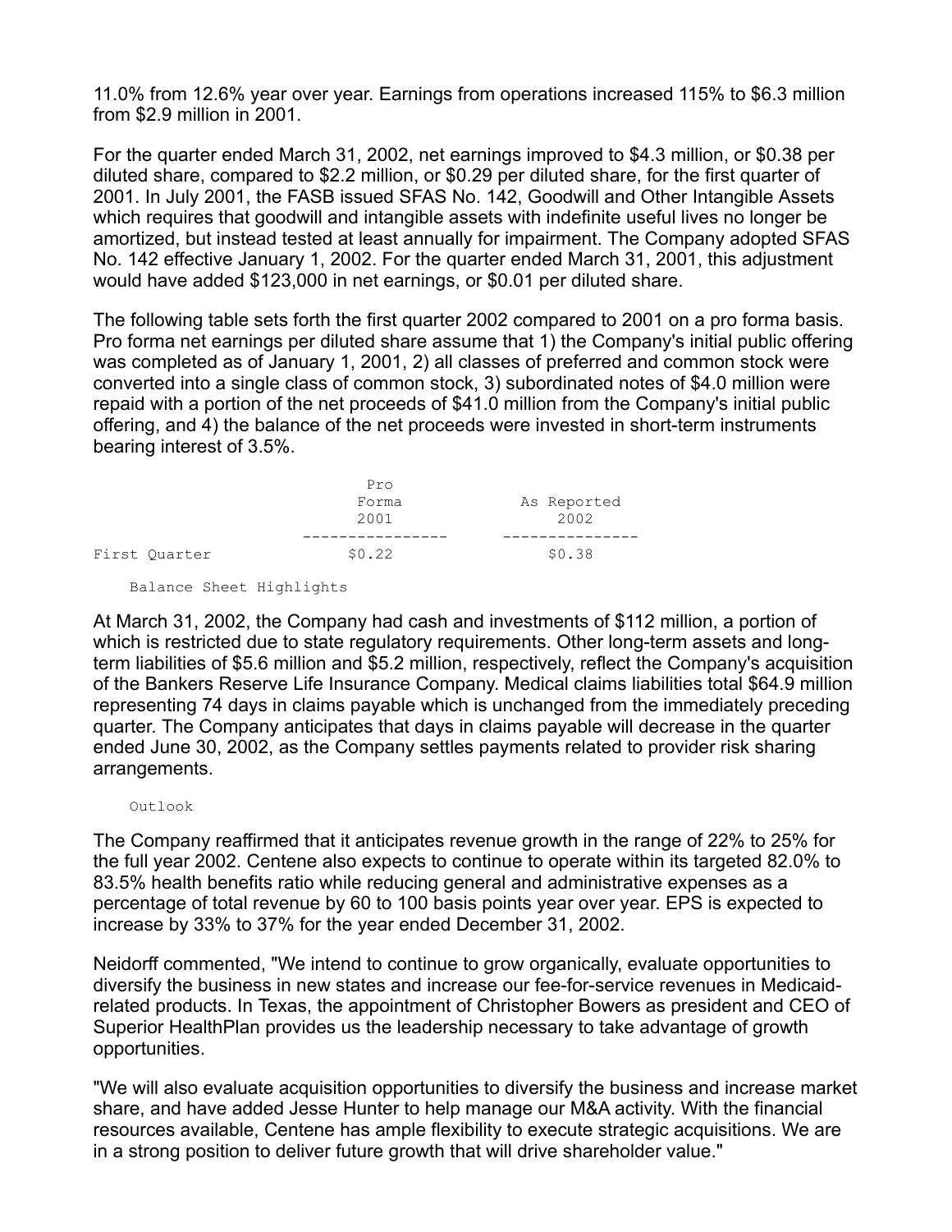11.0% from 12.6% year over year. Earnings from operations increased 115% to $6.3 million from $2.9 million in 2001.

For the quarter ended March 31, 2002, net earnings improved to $4.3 million, or $0.38 per diluted share, compared to $2.2 million, or $0.29 per diluted share, for the first quarter of 2001. In July 2001, the FASB issued SFAS No. 142, Goodwill and Other Intangible Assets which requires that goodwill and intangible assets with indefinite useful lives no longer be amortized, but instead tested at least annually for impairment. The Company adopted SFAS No. 142 effective January 1, 2002. For the quarter ended March 31, 2001, this adjustment would have added $123,000 in net earnings, or $0.01 per diluted share.

The following table sets forth the first quarter 2002 compared to 2001 on a pro forma basis. Pro forma net earnings per diluted share assume that 1) the Company's initial public offering was completed as of January 1, 2001, 2) all classes of preferred and common stock were converted into a single class of common stock, 3) subordinated notes of $4.0 million were repaid with a portion of the net proceeds of $41.0 million from the Company's initial public offering, and 4) the balance of the net proceeds were invested in short-term instruments bearing interest of 3.5%.

| | Pro Forma 2001 | As Reported 2002 |
|---|---|---|
| First Quarter | $0.22 | $0.38 |

## Balance Sheet Highlights

At March 31, 2002, the Company had cash and investments of $112 million, a portion of which is restricted due to state regulatory requirements. Other long-term assets and long-term liabilities of $5.6 million and $5.2 million, respectively, reflect the Company's acquisition of the Bankers Reserve Life Insurance Company. Medical claims liabilities total $64.9 million representing 74 days in claims payable which is unchanged from the immediately preceding quarter. The Company anticipates that days in claims payable will decrease in the quarter ended June 30, 2002, as the Company settles payments related to provider risk sharing arrangements.

## Outlook

The Company reaffirmed that it anticipates revenue growth in the range of 22% to 25% for the full year 2002. Centene also expects to continue to operate within its targeted 82.0% to 83.5% health benefits ratio while reducing general and administrative expenses as a percentage of total revenue by 60 to 100 basis points year over year. EPS is expected to increase by 33% to 37% for the year ended December 31, 2002.

Neidorff commented, "We intend to continue to grow organically, evaluate opportunities to diversify the business in new states and increase our fee-for-service revenues in Medicaid-related products. In Texas, the appointment of Christopher Bowers as president and CEO of Superior HealthPlan provides us the leadership necessary to take advantage of growth opportunities.

"We will also evaluate acquisition opportunities to diversify the business and increase market share, and have added Jesse Hunter to help manage our M&A activity. With the financial resources available, Centene has ample flexibility to execute strategic acquisitions. We are in a strong position to deliver future growth that will drive shareholder value."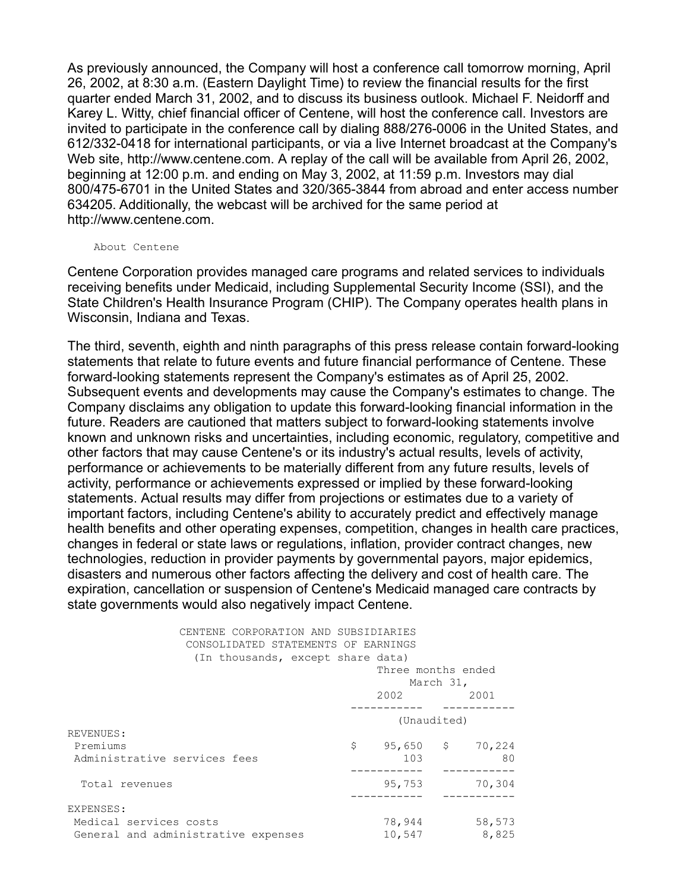As previously announced, the Company will host a conference call tomorrow morning, April 26, 2002, at 8:30 a.m. (Eastern Daylight Time) to review the financial results for the first quarter ended March 31, 2002, and to discuss its business outlook. Michael F. Neidorff and Karey L. Witty, chief financial officer of Centene, will host the conference call. Investors are invited to participate in the conference call by dialing 888/276-0006 in the United States, and 612/332-0418 for international participants, or via a live Internet broadcast at the Company's Web site, http://www.centene.com. A replay of the call will be available from April 26, 2002, beginning at 12:00 p.m. and ending on May 3, 2002, at 11:59 p.m. Investors may dial 800/475-6701 in the United States and 320/365-3844 from abroad and enter access number 634205. Additionally, the webcast will be archived for the same period at http://www.centene.com.

About Centene

Centene Corporation provides managed care programs and related services to individuals receiving benefits under Medicaid, including Supplemental Security Income (SSI), and the State Children's Health Insurance Program (CHIP). The Company operates health plans in Wisconsin, Indiana and Texas.

The third, seventh, eighth and ninth paragraphs of this press release contain forward-looking statements that relate to future events and future financial performance of Centene. These forward-looking statements represent the Company's estimates as of April 25, 2002. Subsequent events and developments may cause the Company's estimates to change. The Company disclaims any obligation to update this forward-looking financial information in the future. Readers are cautioned that matters subject to forward-looking statements involve known and unknown risks and uncertainties, including economic, regulatory, competitive and other factors that may cause Centene's or its industry's actual results, levels of activity, performance or achievements to be materially different from any future results, levels of activity, performance or achievements expressed or implied by these forward-looking statements. Actual results may differ from projections or estimates due to a variety of important factors, including Centene's ability to accurately predict and effectively manage health benefits and other operating expenses, competition, changes in health care practices, changes in federal or state laws or regulations, inflation, provider contract changes, new technologies, reduction in provider payments by governmental payors, major epidemics, disasters and numerous other factors affecting the delivery and cost of health care. The expiration, cancellation or suspension of Centene's Medicaid managed care contracts by state governments would also negatively impact Centene.

CENTENE CORPORATION AND SUBSIDIARIES
CONSOLIDATED STATEMENTS OF EARNINGS
(In thousands, except share data)

| | Three months ended March 31, | |
|---|---|---|
| | 2002 | 2001 |
| | (Unaudited) | |
| REVENUES: | | |
| Premiums | $ 95,650 | $ 70,224 |
| Administrative services fees | 103 | 80 |
| Total revenues | 95,753 | 70,304 |
| EXPENSES: | | |
| Medical services costs | 78,944 | 58,573 |
| General and administrative expenses | 10,547 | 8,825 |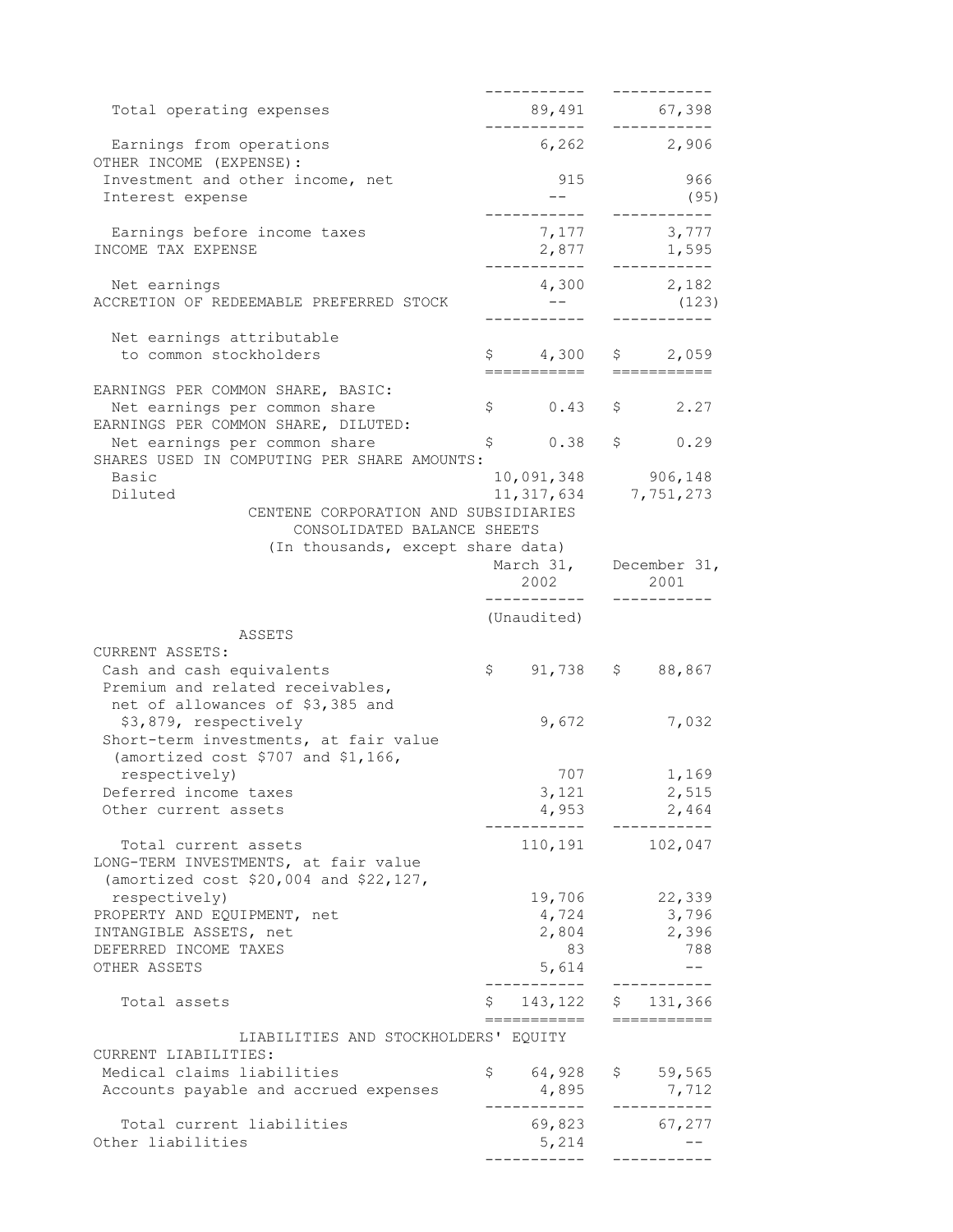| | | |
|---|---|---|
| Total operating expenses | 89,491 | 67,398 |
| Earnings from operations | 6,262 | 2,906 |
| OTHER INCOME (EXPENSE): | | |
| Investment and other income, net | 915 | 966 |
| Interest expense | -- | (95) |
| Earnings before income taxes | 7,177 | 3,777 |
| INCOME TAX EXPENSE | 2,877 | 1,595 |
| Net earnings | 4,300 | 2,182 |
| ACCRETION OF REDEEMABLE PREFERRED STOCK | -- | (123) |
| Net earnings attributable to common stockholders | $ 4,300 | $ 2,059 |
| EARNINGS PER COMMON SHARE, BASIC: | | |
| Net earnings per common share | $ 0.43 | $ 2.27 |
| EARNINGS PER COMMON SHARE, DILUTED: | | |
| Net earnings per common share | $ 0.38 | $ 0.29 |
| SHARES USED IN COMPUTING PER SHARE AMOUNTS: | | |
| Basic | 10,091,348 | 906,148 |
| Diluted | 11,317,634 | 7,751,273 |

CENTENE CORPORATION AND SUBSIDIARIES
CONSOLIDATED BALANCE SHEETS
(In thousands, except share data)

| | March 31, 2002 | December 31, 2001 |
|---|---|---|
| | (Unaudited) | |
| **ASSETS** | | |
| CURRENT ASSETS: | | |
| Cash and cash equivalents | $ 91,738 | $ 88,867 |
| Premium and related receivables, net of allowances of $3,385 and $3,879, respectively | 9,672 | 7,032 |
| Short-term investments, at fair value (amortized cost $707 and $1,166, respectively) | 707 | 1,169 |
| Deferred income taxes | 3,121 | 2,515 |
| Other current assets | 4,953 | 2,464 |
| Total current assets | 110,191 | 102,047 |
| LONG-TERM INVESTMENTS, at fair value (amortized cost $20,004 and $22,127, respectively) | 19,706 | 22,339 |
| PROPERTY AND EQUIPMENT, net | 4,724 | 3,796 |
| INTANGIBLE ASSETS, net | 2,804 | 2,396 |
| DEFERRED INCOME TAXES | 83 | 788 |
| OTHER ASSETS | 5,614 | -- |
| Total assets | $ 143,122 | $ 131,366 |
| **LIABILITIES AND STOCKHOLDERS' EQUITY** | | |
| CURRENT LIABILITIES: | | |
| Medical claims liabilities | $ 64,928 | $ 59,565 |
| Accounts payable and accrued expenses | 4,895 | 7,712 |
| Total current liabilities | 69,823 | 67,277 |
| Other liabilities | 5,214 | -- |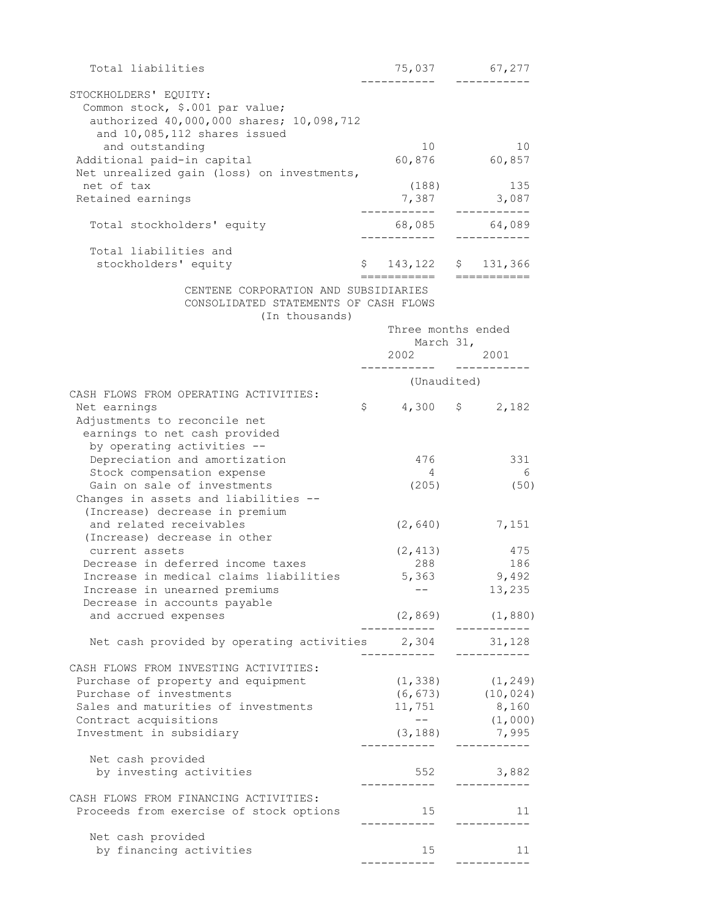| | | |
|---|---|---|
| Total liabilities | 75,037 | 67,277 |
| STOCKHOLDERS' EQUITY: | | |
| Common stock, $.001 par value; authorized 40,000,000 shares; 10,098,712 and 10,085,112 shares issued and outstanding | 10 | 10 |
| Additional paid-in capital | 60,876 | 60,857 |
| Net unrealized gain (loss) on investments, net of tax | (188) | 135 |
| Retained earnings | 7,387 | 3,087 |
| Total stockholders' equity | 68,085 | 64,089 |
| Total liabilities and stockholders' equity | $ 143,122 | $ 131,366 |

CENTENE CORPORATION AND SUBSIDIARIES
CONSOLIDATED STATEMENTS OF CASH FLOWS
(In thousands)

| | Three months ended March 31, 2002 | 2001 |
|---|---|---|
| | (Unaudited) | |
| CASH FLOWS FROM OPERATING ACTIVITIES: | | |
| Net earnings | $ 4,300 | $ 2,182 |
| Adjustments to reconcile net earnings to net cash provided by operating activities -- | | |
| Depreciation and amortization | 476 | 331 |
| Stock compensation expense | 4 | 6 |
| Gain on sale of investments | (205) | (50) |
| Changes in assets and liabilities -- | | |
| (Increase) decrease in premium and related receivables | (2,640) | 7,151 |
| (Increase) decrease in other current assets | (2,413) | 475 |
| Decrease in deferred income taxes | 288 | 186 |
| Increase in medical claims liabilities | 5,363 | 9,492 |
| Increase in unearned premiums | -- | 13,235 |
| Decrease in accounts payable and accrued expenses | (2,869) | (1,880) |
| Net cash provided by operating activities | 2,304 | 31,128 |
| CASH FLOWS FROM INVESTING ACTIVITIES: | | |
| Purchase of property and equipment | (1,338) | (1,249) |
| Purchase of investments | (6,673) | (10,024) |
| Sales and maturities of investments | 11,751 | 8,160 |
| Contract acquisitions | -- | (1,000) |
| Investment in subsidiary | (3,188) | 7,995 |
| Net cash provided by investing activities | 552 | 3,882 |
| CASH FLOWS FROM FINANCING ACTIVITIES: | | |
| Proceeds from exercise of stock options | 15 | 11 |
| Net cash provided by financing activities | 15 | 11 |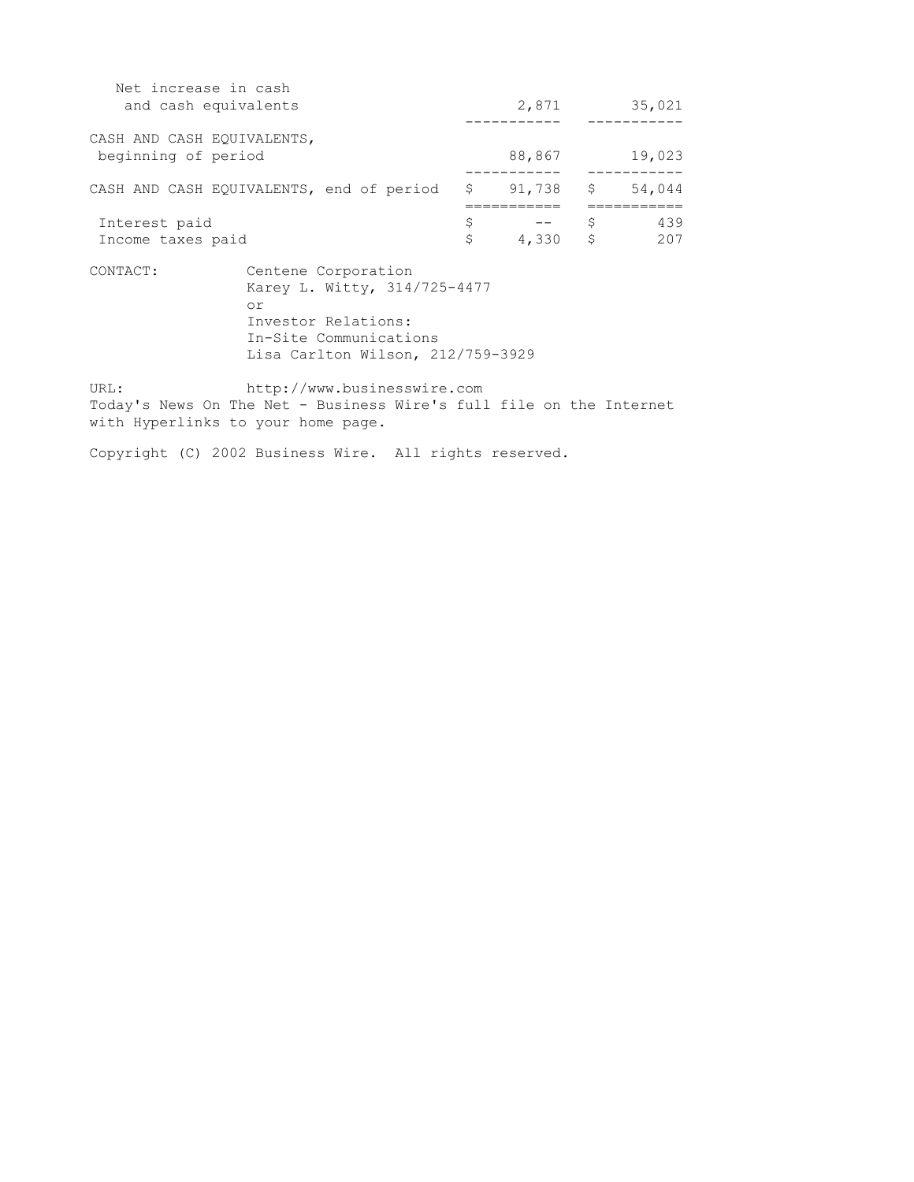| | | |
|---|---|---|
| Net increase in cash and cash equivalents | 2,871 | 35,021 |
| CASH AND CASH EQUIVALENTS, beginning of period | 88,867 | 19,023 |
| CASH AND CASH EQUIVALENTS, end of period | $ 91,738 | $ 54,044 |
| Interest paid | $ -- | $ 439 |
| Income taxes paid | $ 4,330 | $ 207 |

CONTACT: Centene Corporation
Karey L. Witty, 314/725-4477
or
Investor Relations:
In-Site Communications
Lisa Carlton Wilson, 212/759-3929

URL: http://www.businesswire.com
Today's News On The Net - Business Wire's full file on the Internet with Hyperlinks to your home page.

Copyright (C) 2002 Business Wire. All rights reserved.